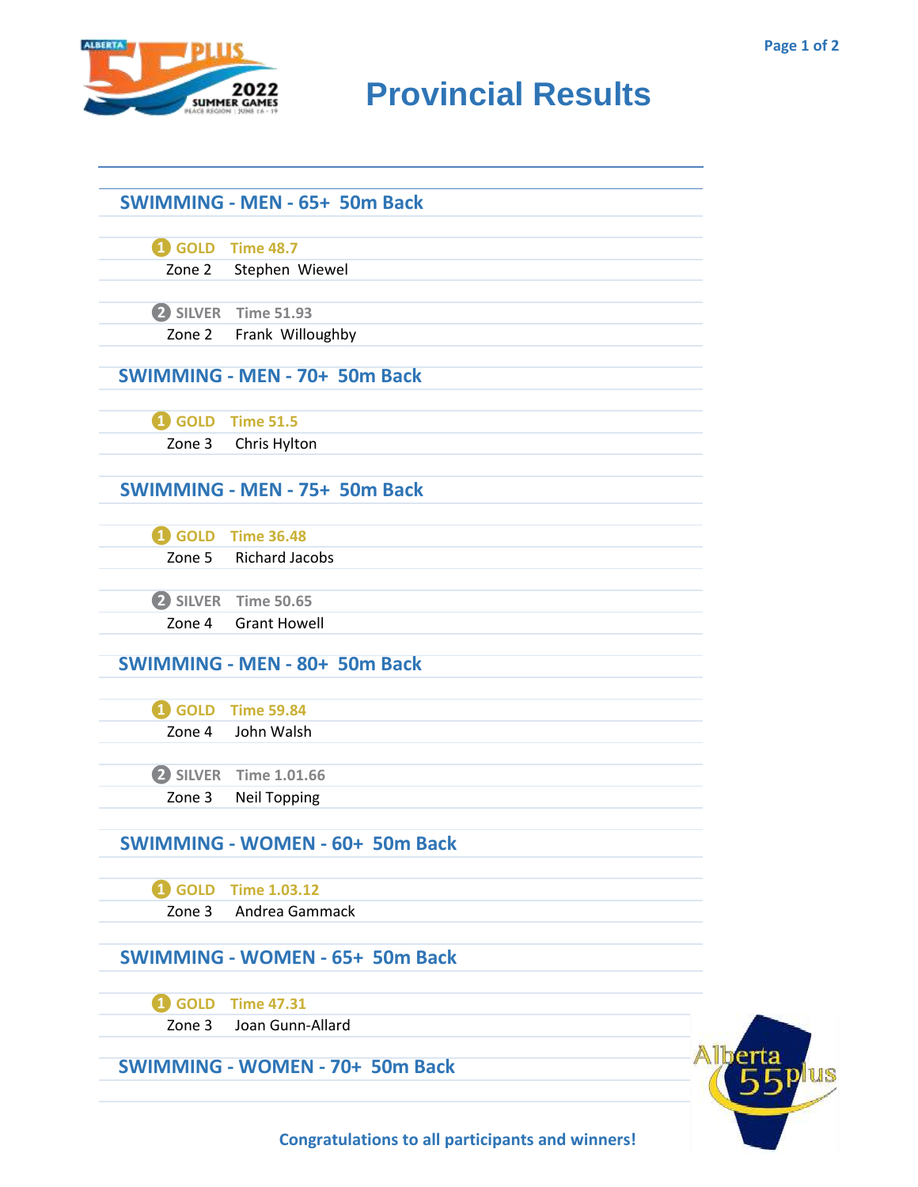# Provincial Results

## SWIMMING - MEN - 65+ 50m Back

1 GOLD Time 48.7
Zone 2 Stephen Wiewel

2 SILVER Time 51.93
Zone 2 Frank Willoughby

## SWIMMING - MEN - 70+ 50m Back

1 GOLD Time 51.5
Zone 3 Chris Hylton

## SWIMMING - MEN - 75+ 50m Back

1 GOLD Time 36.48
Zone 5 Richard Jacobs

2 SILVER Time 50.65
Zone 4 Grant Howell

## SWIMMING - MEN - 80+ 50m Back

1 GOLD Time 59.84
Zone 4 John Walsh

2 SILVER Time 1.01.66
Zone 3 Neil Topping

## SWIMMING - WOMEN - 60+ 50m Back

1 GOLD Time 1.03.12
Zone 3 Andrea Gammack

## SWIMMING - WOMEN - 65+ 50m Back

1 GOLD Time 47.31
Zone 3 Joan Gunn-Allard

## SWIMMING - WOMEN - 70+ 50m Back

**Congratulations to all participants and winners!**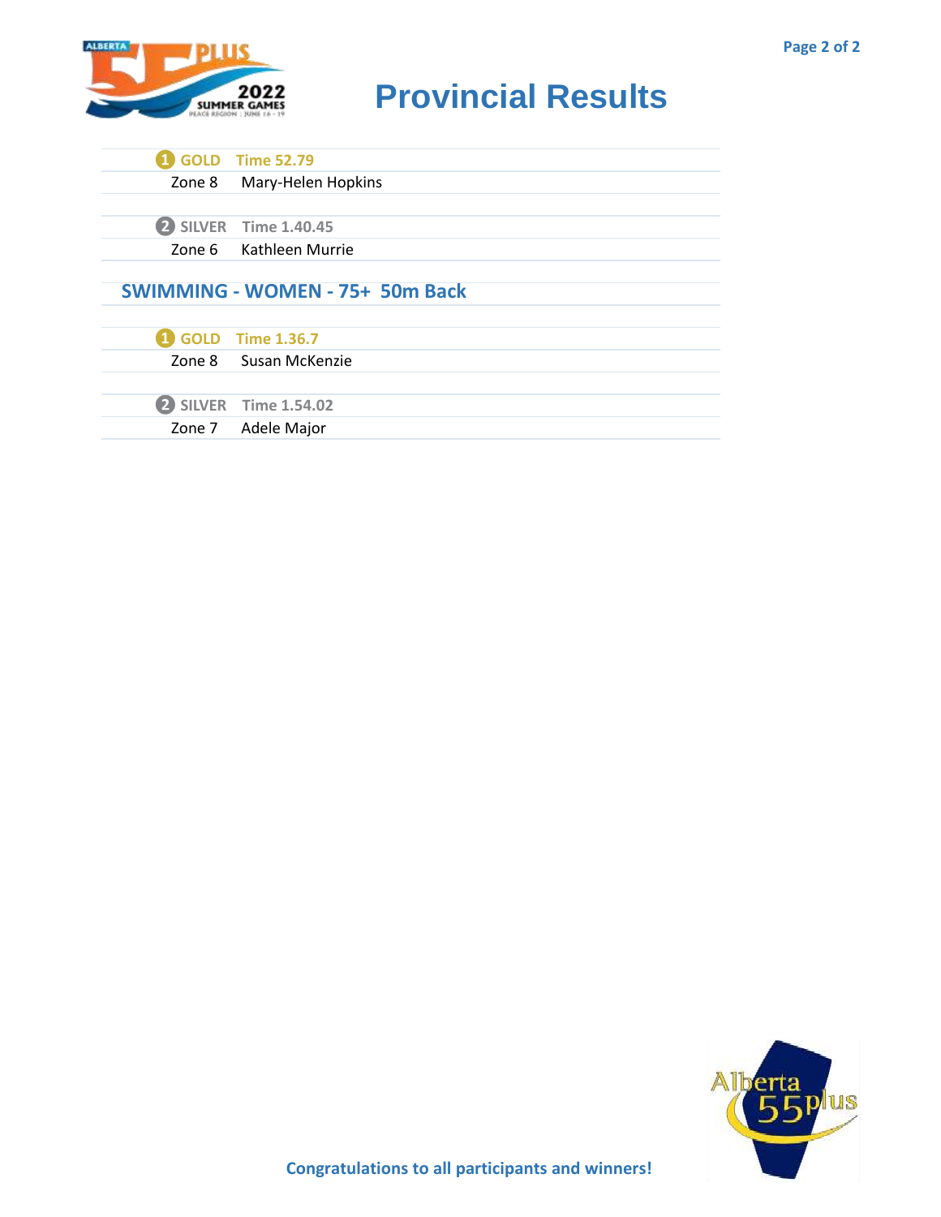# Provincial Results

| | |
|---|---|
| 1 GOLD | Time 52.79 |
| Zone 8 | Mary-Helen Hopkins |
| 2 SILVER | Time 1.40.45 |
| Zone 6 | Kathleen Murrie |

## SWIMMING - WOMEN - 75+ 50m Back

| | |
|---|---|
| 1 GOLD | Time 1.36.7 |
| Zone 8 | Susan McKenzie |
| 2 SILVER | Time 1.54.02 |
| Zone 7 | Adele Major |

**Congratulations to all participants and winners!**